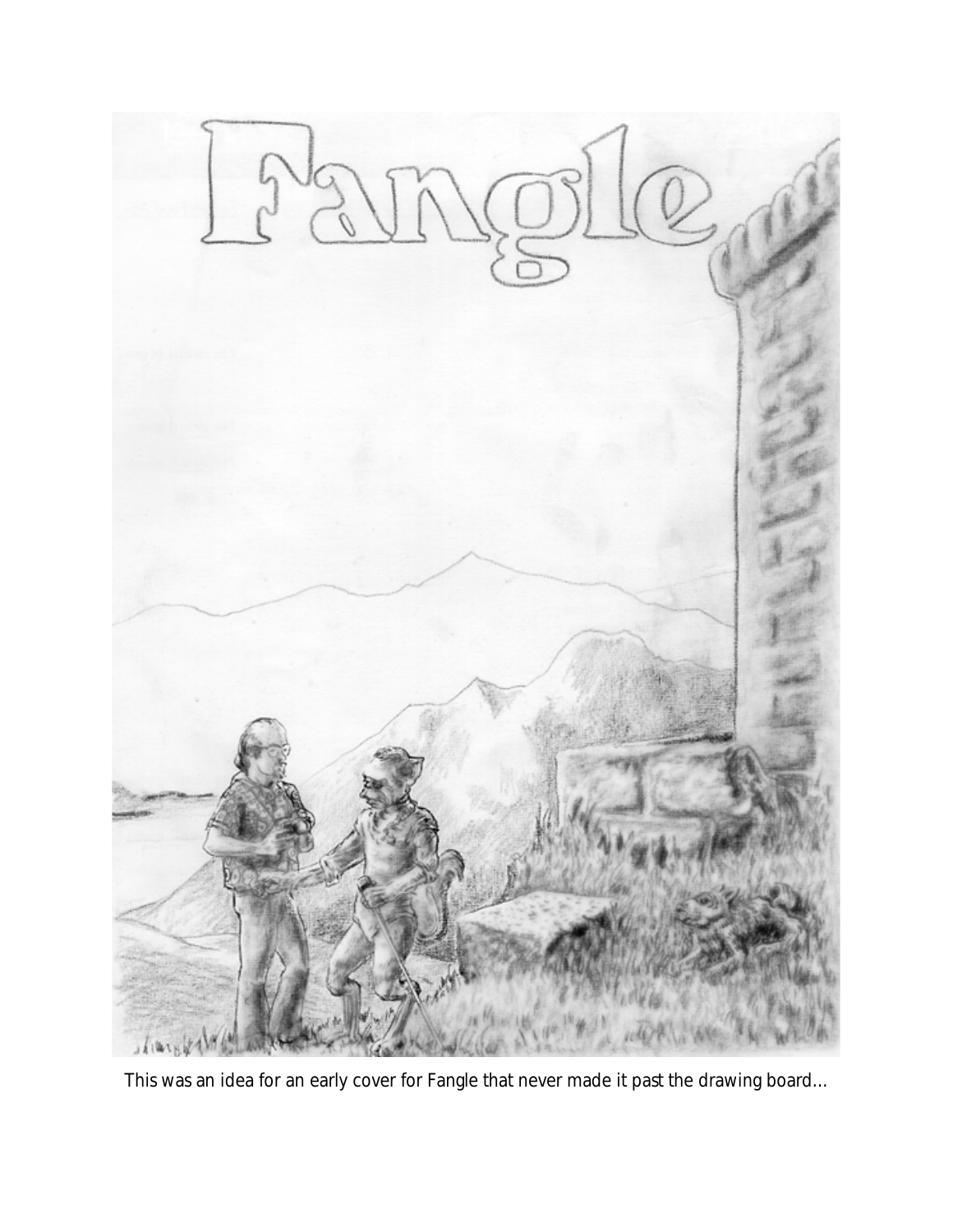This was an idea for an early cover for Fangle that never made it past the drawing board…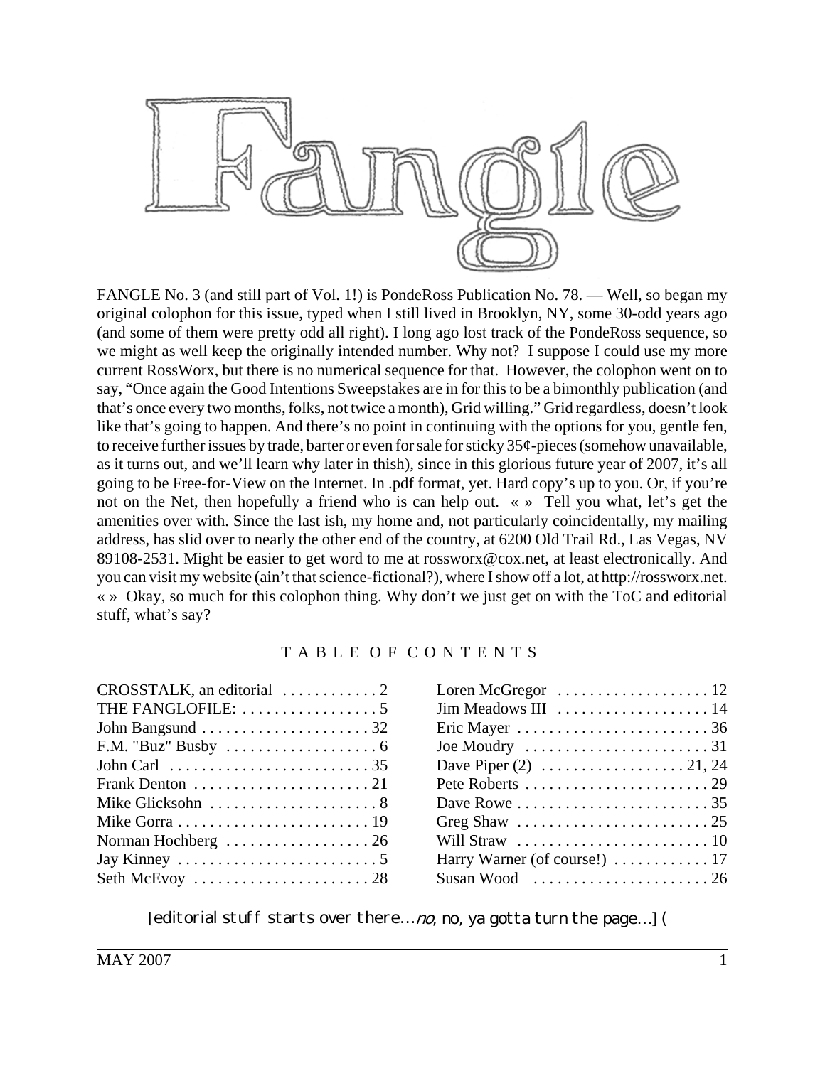# Fangle

FANGLE No. 3 (and still part of Vol. 1!) is PondeRoss Publication No. 78. — Well, so began my original colophon for this issue, typed when I still lived in Brooklyn, NY, some 30-odd years ago (and some of them were pretty odd all right). I long ago lost track of the PondeRoss sequence, so we might as well keep the originally intended number. Why not? I suppose I could use my more current RossWorx, but there is no numerical sequence for that. However, the colophon went on to say, "Once again the Good Intentions Sweepstakes are in for this to be a bimonthly publication (and that's once every two months, folks, not twice a month), Grid willing." Grid regardless, doesn't look like that's going to happen. And there's no point in continuing with the options for you, gentle fen, to receive further issues by trade, barter or even for sale for sticky 35¢-pieces (somehow unavailable, as it turns out, and we'll learn why later in thish), since in this glorious future year of 2007, it's all going to be Free-for-View on the Internet. In .pdf format, yet. Hard copy's up to you. Or, if you're not on the Net, then hopefully a friend who is can help out. « » Tell you what, let's get the amenities over with. Since the last ish, my home and, not particularly coincidentally, my mailing address, has slid over to nearly the other end of the country, at 6200 Old Trail Rd., Las Vegas, NV 89108-2531. Might be easier to get word to me at rossworx@cox.net, at least electronically. And you can visit my website (ain't that science-fictional?), where I show off a lot, at http://rossworx.net. « » Okay, so much for this colophon thing. Why don't we just get on with the ToC and editorial stuff, what's say?

## TABLE OF CONTENTS

| | | | |
|---|---|---|---|
| CROSSTALK, an editorial | 2 | Loren McGregor | 12 |
| THE FANGLOFILE: | 5 | Jim Meadows III | 14 |
| John Bangsund | 32 | Eric Mayer | 36 |
| F.M. "Buz" Busby | 6 | Joe Moudry | 31 |
| John Carl | 35 | Dave Piper (2) | 21, 24 |
| Frank Denton | 21 | Pete Roberts | 29 |
| Mike Glicksohn | 8 | Dave Rowe | 35 |
| Mike Gorra | 19 | Greg Shaw | 25 |
| Norman Hochberg | 26 | Will Straw | 10 |
| Jay Kinney | 5 | Harry Warner (of course!) | 17 |
| Seth McEvoy | 28 | Susan Wood | 26 |

[editorial stuff starts over there…*no*, no, ya gotta turn the page…] (

MAY 2007